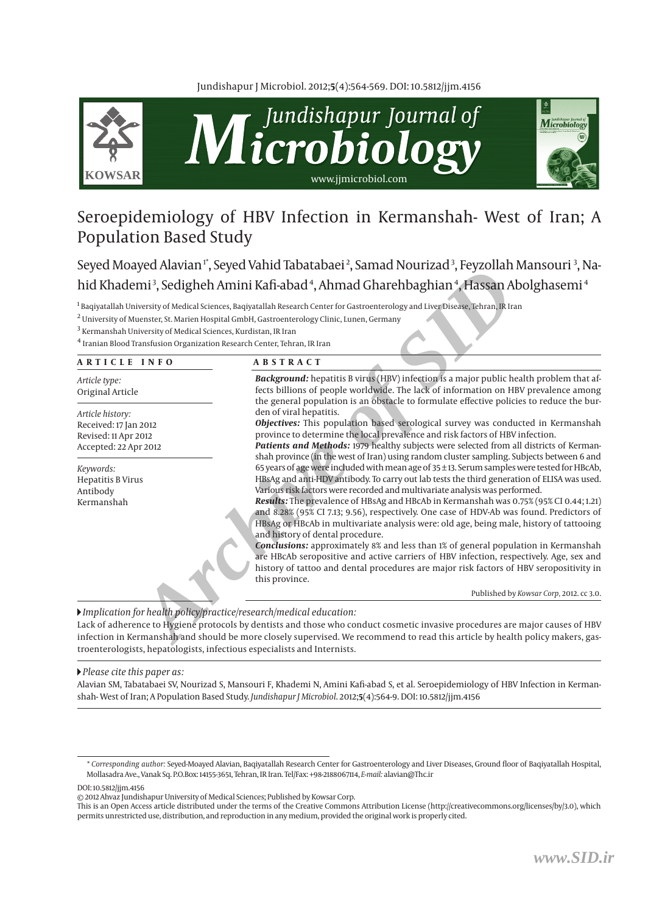# Seroepidemiology of HBV Infection in Kermanshah- West of Iran; A Population Based Study

Seyed Moayed Alavian[1*], Seyed Vahid Tabatabaei[2], Samad Nourizad[3], Feyzollah Mansouri[3], Nahid Khademi[3], Sedigheh Amini Kafi-abad[4], Ahmad Gharehbaghian[4], Hassan Abolghasemi[4]

[1] Baqiyatallah University of Medical Sciences, Baqiyatallah Research Center for Gastroenterology and Liver Disease, Tehran, IR Iran
[2] University of Muenster, St. Marien Hospital GmbH, Gastroenterology Clinic, Lunen, Germany
[3] Kermanshah University of Medical Sciences, Kurdistan, IR Iran
[4] Iranian Blood Transfusion Organization Research Center, Tehran, IR Iran

## ARTICLE INFO

*Article type:*
Original Article

*Article history:*
Received: 17 Jan 2012
Revised: 11 Apr 2012
Accepted: 22 Apr 2012

*Keywords:*
Hepatitis B Virus
Antibody
Kermanshah

## ABSTRACT

***Background:*** hepatitis B virus (HBV) infection is a major public health problem that affects billions of people worldwide. The lack of information on HBV prevalence among the general population is an obstacle to formulate effective policies to reduce the burden of viral hepatitis.

***Objectives:*** This population based serological survey was conducted in Kermanshah province to determine the local prevalence and risk factors of HBV infection.

***Patients and Methods:*** 1979 healthy subjects were selected from all districts of Kermanshah province (in the west of Iran) using random cluster sampling. Subjects between 6 and 65 years of age were included with mean age of 35 ± 13. Serum samples were tested for HBcAb, HBsAg and anti-HDV antibody. To carry out lab tests the third generation of ELISA was used. Various risk factors were recorded and multivariate analysis was performed.

***Results:*** The prevalence of HBsAg and HBcAb in Kermanshah was 0.75% (95% CI 0.44; 1.21) and 8.28% (95% CI 7.13; 9.56), respectively. One case of HDV-Ab was found. Predictors of HBsAg or HBcAb in multivariate analysis were: old age, being male, history of tattooing and history of dental procedure.

***Conclusions:*** approximately 8% and less than 1% of general population in Kermanshah are HBcAb seropositive and active carriers of HBV infection, respectively. Age, sex and history of tattoo and dental procedures are major risk factors of HBV seropositivity in this province.

Published by *Kowsar Corp*, 2012. cc 3.0.

▸ *Implication for health policy/practice/research/medical education:*

Lack of adherence to Hygiene protocols by dentists and those who conduct cosmetic invasive procedures are major causes of HBV infection in Kermanshah and should be more closely supervised. We recommend to read this article by health policy makers, gastroenterologists, hepatologists, infectious especialists and Internists.

▸ *Please cite this paper as:*

Alavian SM, Tabatabaei SV, Nourizad S, Mansouri F, Khademi N, Amini Kafi-abad S, et al. Seroepidemiology of HBV Infection in Kermanshah- West of Iran; A Population Based Study. *Jundishapur J Microbiol*. 2012;**5**(4):564-9. DOI: 10.5812/jjm.4156

\* *Corresponding author:* Seyed-Moayed Alavian, Baqiyatallah Research Center for Gastroenterology and Liver Diseases, Ground floor of Baqiyatallah Hospital, Mollasadra Ave., Vanak Sq. P.O.Box: 14155-3651, Tehran, IR Iran. Tel/Fax: +98-2188067114, *E-mail:* alavian@Thc.ir

DOI: 10.5812/jjm.4156

© 2012 Ahvaz Jundishapur University of Medical Sciences; Published by Kowsar Corp.

This is an Open Access article distributed under the terms of the Creative Commons Attribution License (http://creativecommons.org/licenses/by/3.0), which permits unrestricted use, distribution, and reproduction in any medium, provided the original work is properly cited.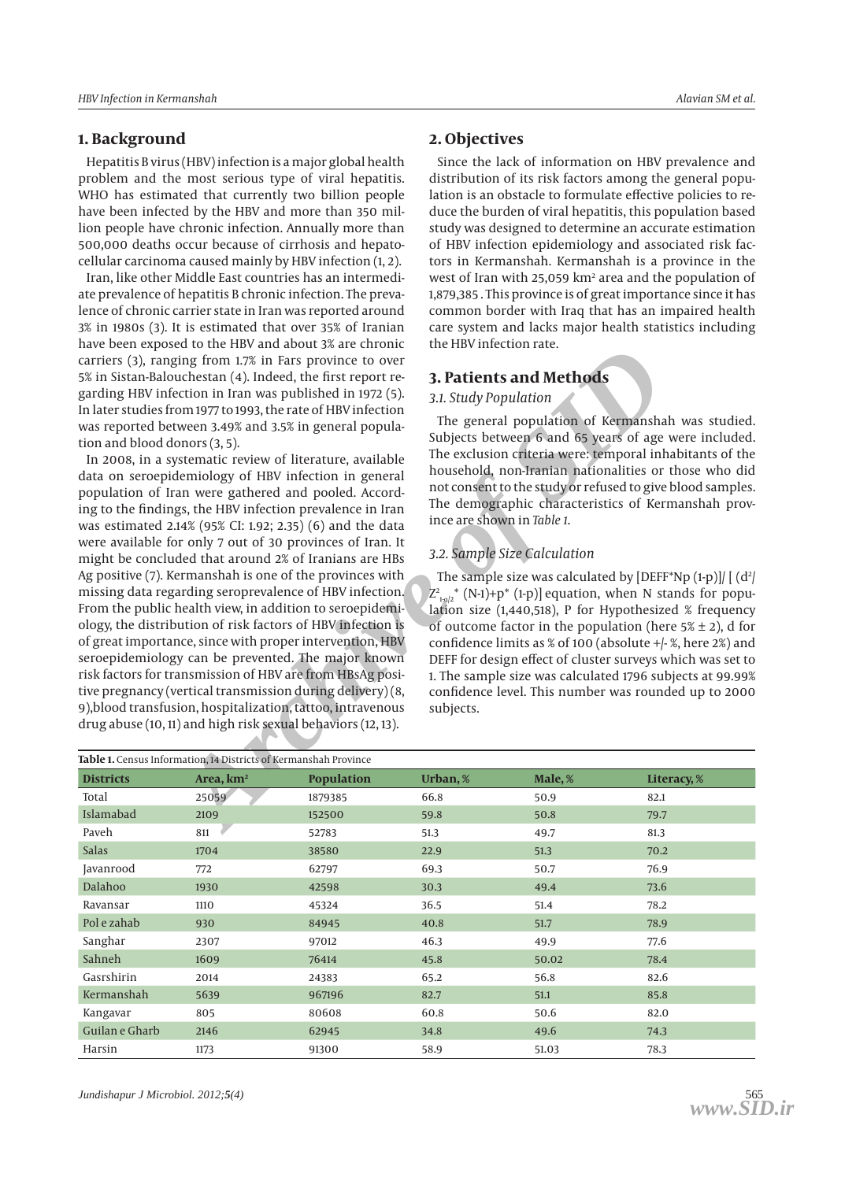## 1. Background

Hepatitis B virus (HBV) infection is a major global health problem and the most serious type of viral hepatitis. WHO has estimated that currently two billion people have been infected by the HBV and more than 350 million people have chronic infection. Annually more than 500,000 deaths occur because of cirrhosis and hepatocellular carcinoma caused mainly by HBV infection (1, 2).

Iran, like other Middle East countries has an intermediate prevalence of hepatitis B chronic infection. The prevalence of chronic carrier state in Iran was reported around 3% in 1980s (3). It is estimated that over 35% of Iranian have been exposed to the HBV and about 3% are chronic carriers (3), ranging from 1.7% in Fars province to over 5% in Sistan-Balouchestan (4). Indeed, the first report regarding HBV infection in Iran was published in 1972 (5). In later studies from 1977 to 1993, the rate of HBV infection was reported between 3.49% and 3.5% in general population and blood donors (3, 5).

In 2008, in a systematic review of literature, available data on seroepidemiology of HBV infection in general population of Iran were gathered and pooled. According to the findings, the HBV infection prevalence in Iran was estimated 2.14% (95% CI: 1.92; 2.35) (6) and the data were available for only 7 out of 30 provinces of Iran. It might be concluded that around 2% of Iranians are HBs Ag positive (7). Kermanshah is one of the provinces with missing data regarding seroprevalence of HBV infection. From the public health view, in addition to seroepidemiology, the distribution of risk factors of HBV infection is of great importance, since with proper intervention, HBV seroepidemiology can be prevented. The major known risk factors for transmission of HBV are from HBsAg positive pregnancy (vertical transmission during delivery) (8, 9), blood transfusion, hospitalization, tattoo, intravenous drug abuse (10, 11) and high risk sexual behaviors (12, 13).

## 2. Objectives

Since the lack of information on HBV prevalence and distribution of its risk factors among the general population is an obstacle to formulate effective policies to reduce the burden of viral hepatitis, this population based study was designed to determine an accurate estimation of HBV infection epidemiology and associated risk factors in Kermanshah. Kermanshah is a province in the west of Iran with 25,059 $km^2$ area and the population of 1,879,385 . This province is of great importance since it has common border with Iraq that has an impaired health care system and lacks major health statistics including the HBV infection rate.

## 3. Patients and Methods

### 3.1. Study Population

The general population of Kermanshah was studied. Subjects between 6 and 65 years of age were included. The exclusion criteria were: temporal inhabitants of the household, non-Iranian nationalities or those who did not consent to the study or refused to give blood samples. The demographic characteristics of Kermanshah province are shown in *Table 1*.

### 3.2. Sample Size Calculation

The sample size was calculated by [DEFF*Np (1-p)]/ [ ($d^2$/ $Z^2_{1-\alpha/2}$* (N-1)+p* (1-p)] equation, when N stands for population size (1,440,518), P for Hypothesized % frequency of outcome factor in the population (here 5% ± 2), d for confidence limits as % of 100 (absolute +/- %, here 2%) and DEFF for design effect of cluster surveys which was set to 1. The sample size was calculated 1796 subjects at 99.99% confidence level. This number was rounded up to 2000 subjects.

**Table 1.** Census Information, 14 Districts of Kermanshah Province

| Districts | Area, km² | Population | Urban, % | Male, % | Literacy, % |
|---|---|---|---|---|---|
| Total | 25059 | 1879385 | 66.8 | 50.9 | 82.1 |
| Islamabad | 2109 | 152500 | 59.8 | 50.8 | 79.7 |
| Paveh | 811 | 52783 | 51.3 | 49.7 | 81.3 |
| Salas | 1704 | 38580 | 22.9 | 51.3 | 70.2 |
| Javanrood | 772 | 62797 | 69.3 | 50.7 | 76.9 |
| Dalahoo | 1930 | 42598 | 30.3 | 49.4 | 73.6 |
| Ravansar | 1110 | 45324 | 36.5 | 51.4 | 78.2 |
| Pol e zahab | 930 | 84945 | 40.8 | 51.7 | 78.9 |
| Sanghar | 2307 | 97012 | 46.3 | 49.9 | 77.6 |
| Sahneh | 1609 | 76414 | 45.8 | 50.02 | 78.4 |
| Gasrshirin | 2014 | 24383 | 65.2 | 56.8 | 82.6 |
| Kermanshah | 5639 | 967196 | 82.7 | 51.1 | 85.8 |
| Kangavar | 805 | 80608 | 60.8 | 50.6 | 82.0 |
| Guilan e Gharb | 2146 | 62945 | 34.8 | 49.6 | 74.3 |
| Harsin | 1173 | 91300 | 58.9 | 51.03 | 78.3 |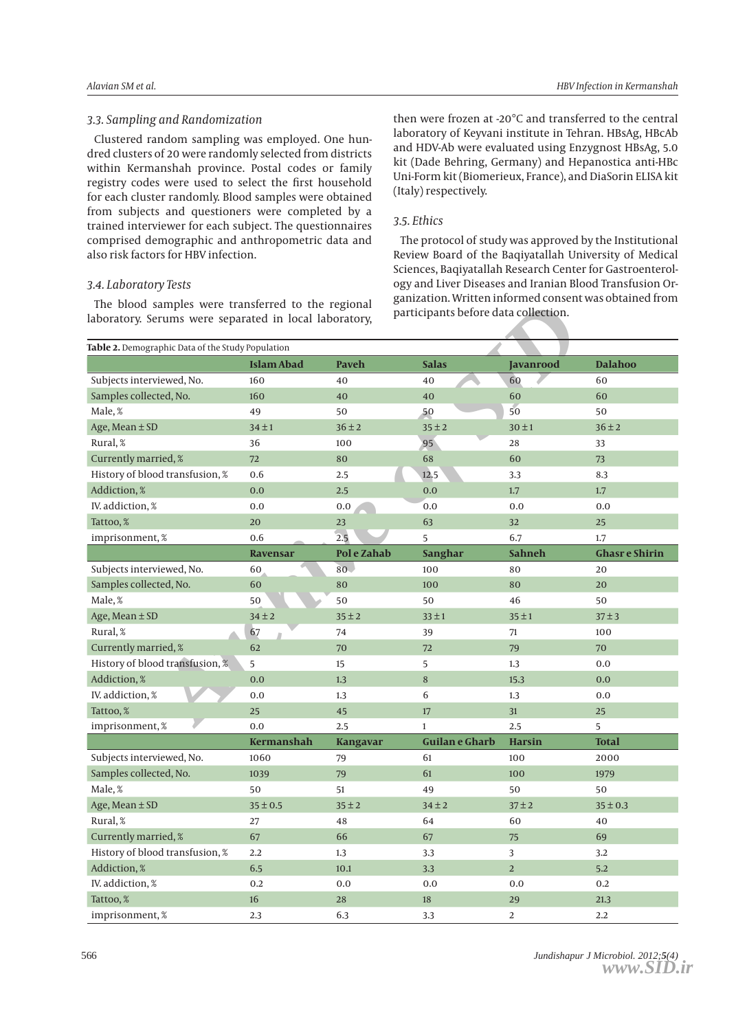### 3.3. Sampling and Randomization

Clustered random sampling was employed. One hundred clusters of 20 were randomly selected from districts within Kermanshah province. Postal codes or family registry codes were used to select the first household for each cluster randomly. Blood samples were obtained from subjects and questioners were completed by a trained interviewer for each subject. The questionnaires comprised demographic and anthropometric data and also risk factors for HBV infection.

### 3.4. Laboratory Tests

The blood samples were transferred to the regional laboratory. Serums were separated in local laboratory, then were frozen at -20°C and transferred to the central laboratory of Keyvani institute in Tehran. HBsAg, HBcAb and HDV-Ab were evaluated using Enzygnost HBsAg, 5.0 kit (Dade Behring, Germany) and Hepanostica anti-HBc Uni-Form kit (Biomerieux, France), and DiaSorin ELISA kit (Italy) respectively.

### 3.5. Ethics

The protocol of study was approved by the Institutional Review Board of the Baqiyatallah University of Medical Sciences, Baqiyatallah Research Center for Gastroenterology and Liver Diseases and Iranian Blood Transfusion Organization. Written informed consent was obtained from participants before data collection.

**Table 2.** Demographic Data of the Study Population

| | Islam Abad | Paveh | Salas | Javanrood | Dalahoo |
|---|---|---|---|---|---|
| Subjects interviewed, No. | 160 | 40 | 40 | 60 | 60 |
| Samples collected, No. | 160 | 40 | 40 | 60 | 60 |
| Male, % | 49 | 50 | 50 | 50 | 50 |
| Age, Mean ± SD | 34 ± 1 | 36 ± 2 | 35 ± 2 | 30 ± 1 | 36 ± 2 |
| Rural, % | 36 | 100 | 95 | 28 | 33 |
| Currently married, % | 72 | 80 | 68 | 60 | 73 |
| History of blood transfusion, % | 0.6 | 2.5 | 12.5 | 3.3 | 8.3 |
| Addiction, % | 0.0 | 2.5 | 0.0 | 1.7 | 1.7 |
| IV. addiction, % | 0.0 | 0.0 | 0.0 | 0.0 | 0.0 |
| Tattoo, % | 20 | 23 | 63 | 32 | 25 |
| imprisonment, % | 0.6 | 2.5 | 5 | 6.7 | 1.7 |
| | **Ravensar** | **Pol e Zahab** | **Sanghar** | **Sahneh** | **Ghasr e Shirin** |
| Subjects interviewed, No. | 60 | 80 | 100 | 80 | 20 |
| Samples collected, No. | 60 | 80 | 100 | 80 | 20 |
| Male, % | 50 | 50 | 50 | 46 | 50 |
| Age, Mean ± SD | 34 ± 2 | 35 ± 2 | 33 ± 1 | 35 ± 1 | 37 ± 3 |
| Rural, % | 67 | 74 | 39 | 71 | 100 |
| Currently married, % | 62 | 70 | 72 | 79 | 70 |
| History of blood transfusion, % | 5 | 15 | 5 | 1.3 | 0.0 |
| Addiction, % | 0.0 | 1.3 | 8 | 15.3 | 0.0 |
| IV. addiction, % | 0.0 | 1.3 | 6 | 1.3 | 0.0 |
| Tattoo, % | 25 | 45 | 17 | 31 | 25 |
| imprisonment, % | 0.0 | 2.5 | 1 | 2.5 | 5 |
| | **Kermanshah** | **Kangavar** | **Guilan e Gharb** | **Harsin** | **Total** |
| Subjects interviewed, No. | 1060 | 79 | 61 | 100 | 2000 |
| Samples collected, No. | 1039 | 79 | 61 | 100 | 1979 |
| Male, % | 50 | 51 | 49 | 50 | 50 |
| Age, Mean ± SD | 35 ± 0.5 | 35 ± 2 | 34 ± 2 | 37 ± 2 | 35 ± 0.3 |
| Rural, % | 27 | 48 | 64 | 60 | 40 |
| Currently married, % | 67 | 66 | 67 | 75 | 69 |
| History of blood transfusion, % | 2.2 | 1.3 | 3.3 | 3 | 3.2 |
| Addiction, % | 6.5 | 10.1 | 3.3 | 2 | 5.2 |
| IV. addiction, % | 0.2 | 0.0 | 0.0 | 0.0 | 0.2 |
| Tattoo, % | 16 | 28 | 18 | 29 | 21.3 |
| imprisonment, % | 2.3 | 6.3 | 3.3 | 2 | 2.2 |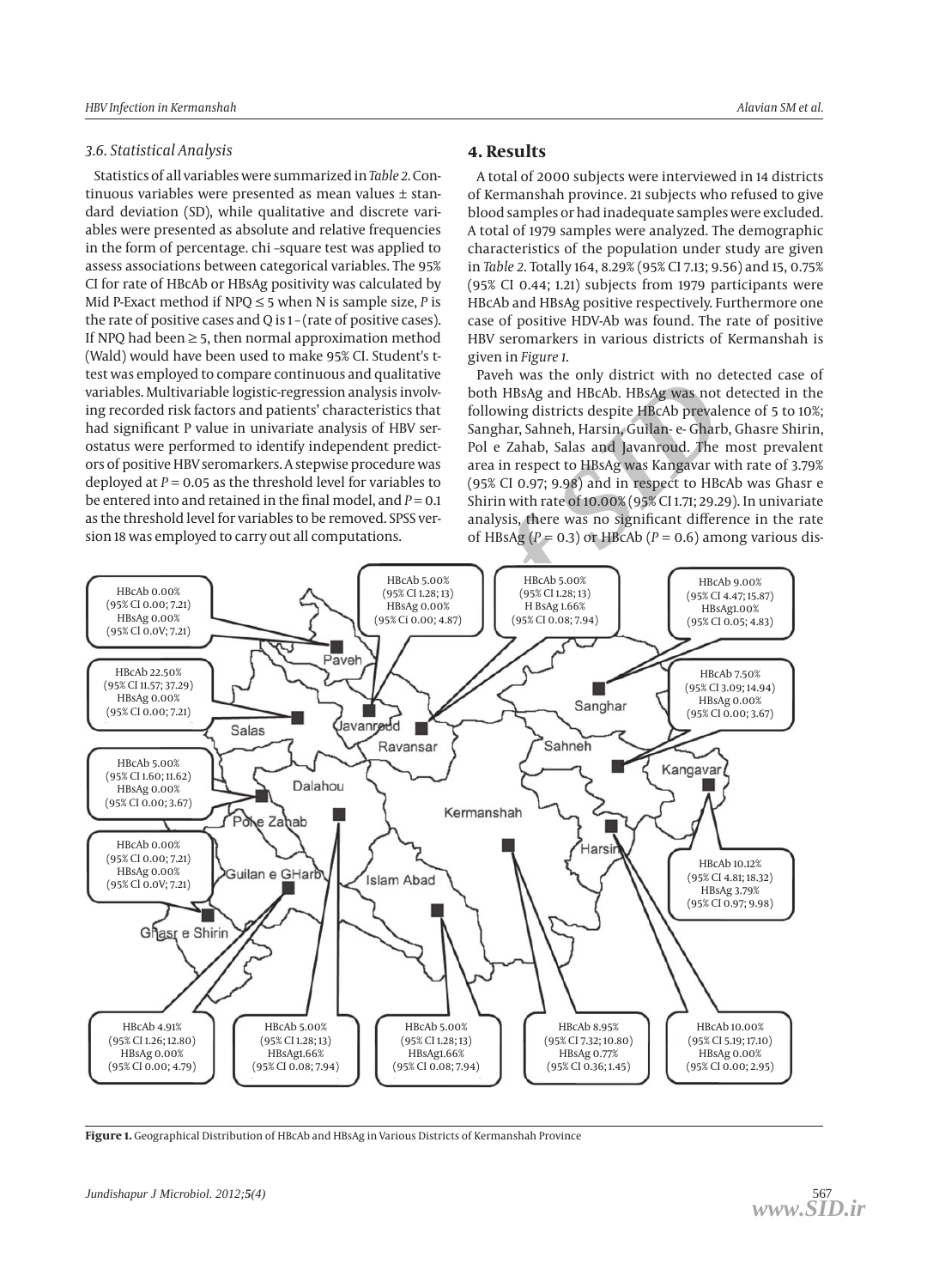### 3.6. Statistical Analysis

Statistics of all variables were summarized in *Table 2*. Continuous variables were presented as mean values ± standard deviation (SD), while qualitative and discrete variables were presented as absolute and relative frequencies in the form of percentage. chi –square test was applied to assess associations between categorical variables. The 95% CI for rate of HBcAb or HBsAg positivity was calculated by Mid P-Exact method if $NPQ \leq 5$ when N is sample size, *P* is the rate of positive cases and Q is 1 - (rate of positive cases). If NPQ had been $\geq 5$, then normal approximation method (Wald) would have been used to make 95% CI. Student's t-test was employed to compare continuous and qualitative variables. Multivariable logistic-regression analysis involving recorded risk factors and patients' characteristics that had significant P value in univariate analysis of HBV serostatus were performed to identify independent predictors of positive HBV seromarkers. A stepwise procedure was deployed at $P = 0.05$ as the threshold level for variables to be entered into and retained in the final model, and $P = 0.1$ as the threshold level for variables to be removed. SPSS version 18 was employed to carry out all computations.

## 4. Results

A total of 2000 subjects were interviewed in 14 districts of Kermanshah province. 21 subjects who refused to give blood samples or had inadequate samples were excluded. A total of 1979 samples were analyzed. The demographic characteristics of the population under study are given in *Table 2*. Totally 164, 8.29% (95% CI 7.13; 9.56) and 15, 0.75% (95% CI 0.44; 1.21) subjects from 1979 participants were HBcAb and HBsAg positive respectively. Furthermore one case of positive HDV-Ab was found. The rate of positive HBV seromarkers in various districts of Kermanshah is given in *Figure 1*.

Paveh was the only district with no detected case of both HBsAg and HBcAb. HBsAg was not detected in the following districts despite HBcAb prevalence of 5 to 10%; Sanghar, Sahneh, Harsin, Guilan- e- Gharb, Ghasre Shirin, Pol e Zahab, Salas and Javanroud. The most prevalent area in respect to HBsAg was Kangavar with rate of 3.79% (95% CI 0.97; 9.98) and in respect to HBcAb was Ghasr e Shirin with rate of 10.00% (95% CI 1.71; 29.29). In univariate analysis, there was no significant difference in the rate of HBsAg ($P = 0.3$) or HBcAb ($P = 0.6$) among various dis-

HBcAb 0.00% (95% CI 0.00; 7.21) HBsAg 0.00% (95% CI 0.0V; 7.21)

HBcAb 5.00% (95% CI 1.28; 13) HBsAg 0.00% (95% Ci 0.00; 4.87)

HBcAb 5.00% (95% CI 1.28; 13) H BsAg 1.66% (95% CI 0.08; 7.94)

HBcAb 9.00% (95% CI 4.47; 15.87) HBsAg1.00% (95% CI 0.05; 4.83)

HBcAb 22.50% (95% CI 11.57; 37.29) HBsAg 0.00% (95% CI 0.00; 7.21)

HBcAb 7.50% (95% CI 3.09; 14.94) HBsAg 0.00% (95% CI 0.00; 3.67)

HBcAb 5.00% (95% CI 1.60; 11.62) HBsAg 0.00% (95% CI 0.00; 3.67)

HBcAb 0.00% (95% CI 0.00; 7.21) HBsAg 0.00% (95% CI 0.0V; 7.21)

HBcAb 10.12% (95% CI 4.81; 18.32) HBsAg 3.79% (95% CI 0.97; 9.98)

Paveh, Salas, Javanroud, Ravansar, Sanghar, Sahneh, Kangavar, Dalahou, Pol e Zahab, Kermanshah, Harsin, Guilan e GHarb, Islam Abad, Ghasr e Shirin

HBcAb 4.91% (95% CI 1.26; 12.80) HBsAg 0.00% (95% CI 0.00; 4.79)

HBcAb 5.00% (95% CI 1.28; 13) HBsAg1.66% (95% CI 0.08; 7.94)

HBcAb 5.00% (95% CI 1.28; 13) HBsAg1.66% (95% CI 0.08; 7.94)

HBcAb 8.95% (95% CI 7.32; 10.80) HBsAg 0.77% (95% CI 0.36; 1.45)

HBcAb 10.00% (95% CI 5.19; 17.10) HBsAg 0.00% (95% CI 0.00; 2.95)

**Figure 1.** Geographical Distribution of HBcAb and HBsAg in Various Districts of Kermanshah Province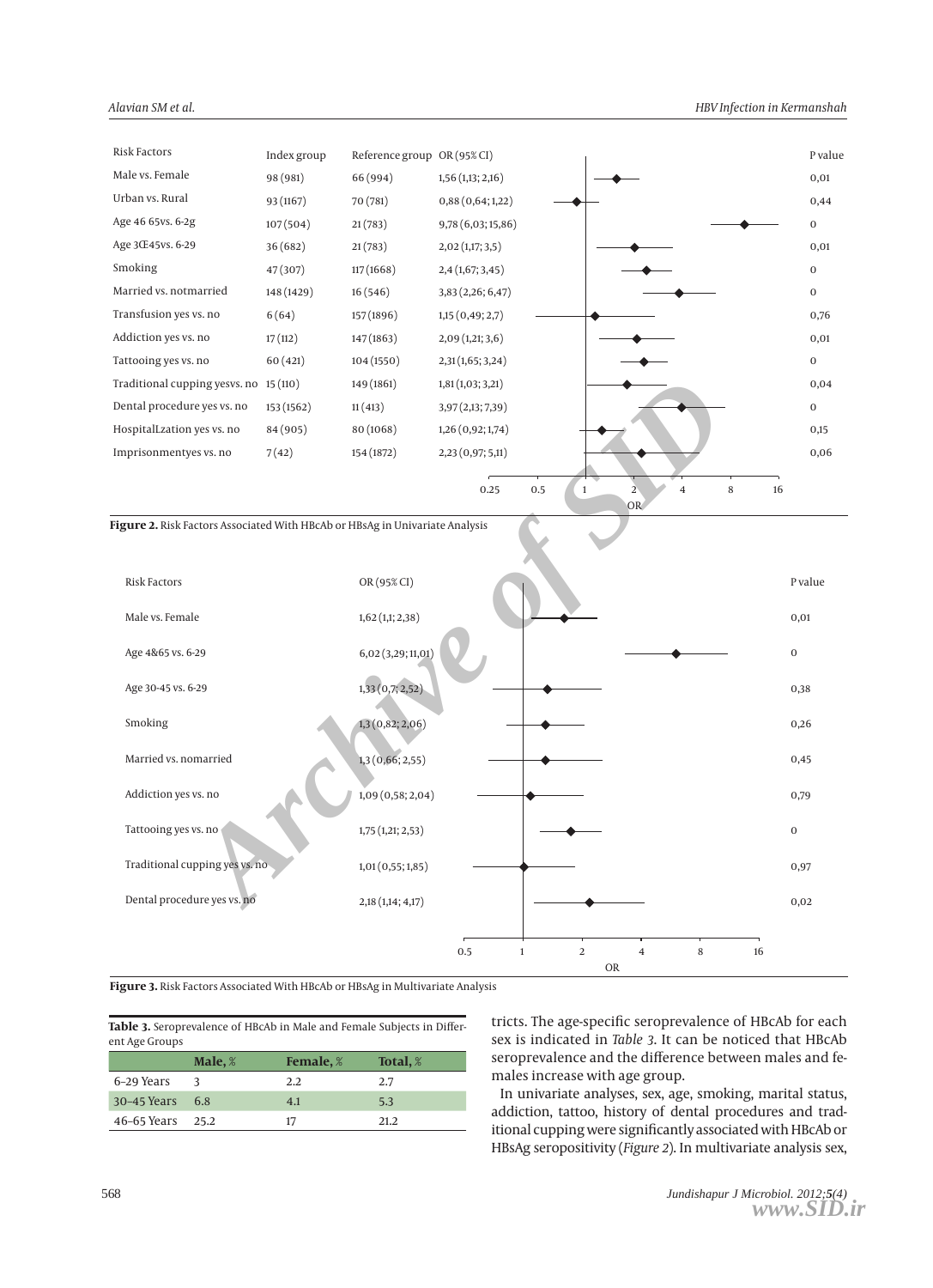| Risk Factors | Index group | Reference group | OR (95% CI) | P value |
|---|---|---|---|---|
| Male vs. Female | 98 (981) | 66 (994) | 1,56 (1,13; 2,16) | 0,01 |
| Urban vs. Rural | 93 (1167) | 70 (781) | 0,88 (0,64; 1,22) | 0,44 |
| Age 46 65vs. 6-2g | 107 (504) | 21 (783) | 9,78 (6,03; 15,86) | 0 |
| Age 3Œ45vs. 6-29 | 36 (682) | 21 (783) | 2,02 (1,17; 3,5) | 0,01 |
| Smoking | 47 (307) | 117 (1668) | 2,4 (1,67; 3,45) | 0 |
| Married vs. notmarried | 148 (1429) | 16 (546) | 3,83 (2,26; 6,47) | 0 |
| Transfusion yes vs. no | 6 (64) | 157 (1896) | 1,15 (0,49; 2,7) | 0,76 |
| Addiction yes vs. no | 17 (112) | 147 (1863) | 2,09 (1,21; 3,6) | 0,01 |
| Tattooing yes vs. no | 60 (421) | 104 (1550) | 2,31 (1,65; 3,24) | 0 |
| Traditional cupping yesvs. no | 15 (110) | 149 (1861) | 1,81 (1,03; 3,21) | 0,04 |
| Dental procedure yes vs. no | 153 (1562) | 11 (413) | 3,97 (2,13; 7,39) | 0 |
| HospitalLzation yes vs. no | 84 (905) | 80 (1068) | 1,26 (0,92; 1,74) | 0,15 |
| Imprisonmentyes vs. no | 7 (42) | 154 (1872) | 2,23 (0,97; 5,11) | 0,06 |

**Figure 2.** Risk Factors Associated With HBcAb or HBsAg in Univariate Analysis

| Risk Factors | OR (95% CI) | P value |
|---|---|---|
| Male vs. Female | 1,62 (1,1; 2,38) | 0,01 |
| Age 4&65 vs. 6-29 | 6,02 (3,29; 11,01) | 0 |
| Age 30-45 vs. 6-29 | 1,33 (0,7; 2,52) | 0,38 |
| Smoking | 1,3 (0,82; 2,06) | 0,26 |
| Married vs. nomarried | 1,3 (0,66; 2,55) | 0,45 |
| Addiction yes vs. no | 1,09 (0,58; 2,04) | 0,79 |
| Tattooing yes vs. no | 1,75 (1,21; 2,53) | 0 |
| Traditional cupping yes vs. no | 1,01 (0,55; 1,85) | 0,97 |
| Dental procedure yes vs. no | 2,18 (1,14; 4,17) | 0,02 |

**Figure 3.** Risk Factors Associated With HBcAb or HBsAg in Multivariate Analysis

**Table 3.** Seroprevalence of HBcAb in Male and Female Subjects in Different Age Groups

| | Male, % | Female, % | Total, % |
|---|---|---|---|
| 6-29 Years | 3 | 2.2 | 2.7 |
| 30-45 Years | 6.8 | 4.1 | 5.3 |
| 46-65 Years | 25.2 | 17 | 21.2 |

tricts. The age-specific seroprevalence of HBcAb for each sex is indicated in *Table 3*. It can be noticed that HBcAb seroprevalence and the difference between males and females increase with age group.

In univariate analyses, sex, age, smoking, marital status, addiction, tattoo, history of dental procedures and traditional cupping were significantly associated with HBcAb or HBsAg seropositivity (*Figure 2*). In multivariate analysis sex,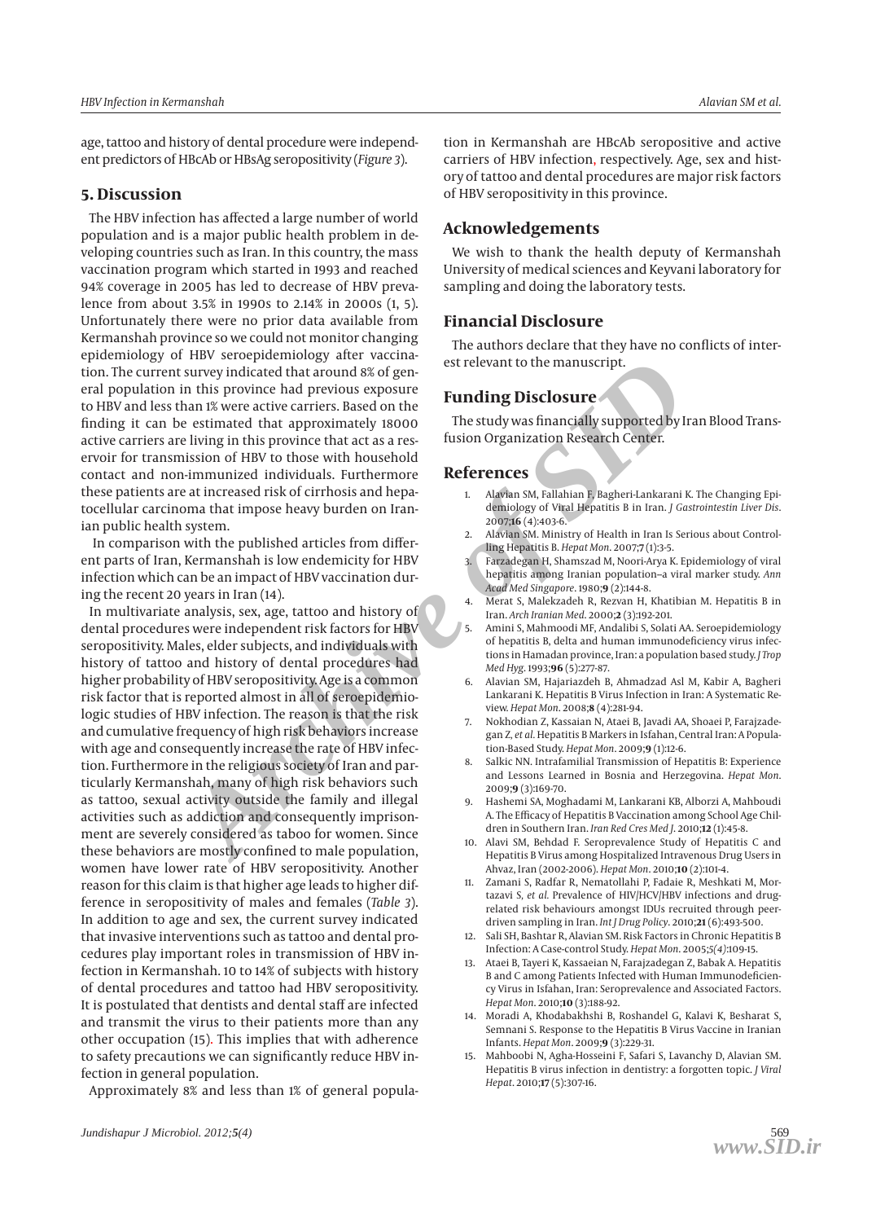age, tattoo and history of dental procedure were independent predictors of HBcAb or HBsAg seropositivity (*Figure 3*).

## 5. Discussion

The HBV infection has affected a large number of world population and is a major public health problem in developing countries such as Iran. In this country, the mass vaccination program which started in 1993 and reached 94% coverage in 2005 has led to decrease of HBV prevalence from about 3.5% in 1990s to 2.14% in 2000s (1, 5). Unfortunately there were no prior data available from Kermanshah province so we could not monitor changing epidemiology of HBV seroepidemiology after vaccination. The current survey indicated that around 8% of general population in this province had previous exposure to HBV and less than 1% were active carriers. Based on the finding it can be estimated that approximately 18000 active carriers are living in this province that act as a reservoir for transmission of HBV to those with household contact and non-immunized individuals. Furthermore these patients are at increased risk of cirrhosis and hepatocellular carcinoma that impose heavy burden on Iranian public health system.

In comparison with the published articles from different parts of Iran, Kermanshah is low endemicity for HBV infection which can be an impact of HBV vaccination during the recent 20 years in Iran (14).

In multivariate analysis, sex, age, tattoo and history of dental procedures were independent risk factors for HBV seropositivity. Males, elder subjects, and individuals with history of tattoo and history of dental procedures had higher probability of HBV seropositivity. Age is a common risk factor that is reported almost in all of seroepidemiologic studies of HBV infection. The reason is that the risk and cumulative frequency of high risk behaviors increase with age and consequently increase the rate of HBV infection. Furthermore in the religious society of Iran and particularly Kermanshah, many of high risk behaviors such as tattoo, sexual activity outside the family and illegal activities such as addiction and consequently imprisonment are severely considered as taboo for women. Since these behaviors are mostly confined to male population, women have lower rate of HBV seropositivity. Another reason for this claim is that higher age leads to higher difference in seropositivity of males and females (*Table 3*). In addition to age and sex, the current survey indicated that invasive interventions such as tattoo and dental procedures play important roles in transmission of HBV infection in Kermanshah. 10 to 14% of subjects with history of dental procedures and tattoo had HBV seropositivity. It is postulated that dentists and dental staff are infected and transmit the virus to their patients more than any other occupation (15). This implies that with adherence to safety precautions we can significantly reduce HBV infection in general population.

Approximately 8% and less than 1% of general population in Kermanshah are HBcAb seropositive and active carriers of HBV infection, respectively. Age, sex and history of tattoo and dental procedures are major risk factors of HBV seropositivity in this province.

## Acknowledgements

We wish to thank the health deputy of Kermanshah University of medical sciences and Keyvani laboratory for sampling and doing the laboratory tests.

## Financial Disclosure

The authors declare that they have no conflicts of interest relevant to the manuscript.

## Funding Disclosure

The study was financially supported by Iran Blood Transfusion Organization Research Center.

## References

1. Alavian SM, Fallahian F, Bagheri-Lankarani K. The Changing Epidemiology of Viral Hepatitis B in Iran. *J Gastrointestin Liver Dis*. 2007;**16** (4):403-6.
2. Alavian SM. Ministry of Health in Iran Is Serious about Controlling Hepatitis B. *Hepat Mon*. 2007;**7** (1):3-5.
3. Farzadegan H, Shamszad M, Noori-Arya K. Epidemiology of viral hepatitis among Iranian population–a viral marker study. *Ann Acad Med Singapore*. 1980;**9** (2):144-8.
4. Merat S, Malekzadeh R, Rezvan H, Khatibian M. Hepatitis B in Iran. *Arch Iranian Med*. 2000;**2** (3):192-201.
5. Amini S, Mahmoodi MF, Andalibi S, Solati AA. Seroepidemiology of hepatitis B, delta and human immunodeficiency virus infections in Hamadan province, Iran: a population based study. *J Trop Med Hyg*. 1993;**96** (5):277-87.
6. Alavian SM, Hajariazdeh B, Ahmadzad Asl M, Kabir A, Bagheri Lankarani K. Hepatitis B Virus Infection in Iran: A Systematic Review. *Hepat Mon*. 2008;**8** (4):281-94.
7. Nokhodian Z, Kassaian N, Ataei B, Javadi AA, Shoaei P, Farajzadegan Z, *et al.* Hepatitis B Markers in Isfahan, Central Iran: A Population-Based Study. *Hepat Mon*. 2009;**9** (1):12-6.
8. Salkic NN. Intrafamilial Transmission of Hepatitis B: Experience and Lessons Learned in Bosnia and Herzegovina. *Hepat Mon*. 2009;**9** (3):169-70.
9. Hashemi SA, Moghadami M, Lankarani KB, Alborzi A, Mahboudi A. The Efficacy of Hepatitis B Vaccination among School Age Children in Southern Iran. *Iran Red Cres Med J*. 2010;**12** (1):45-8.
10. Alavi SM, Behdad F. Seroprevalence Study of Hepatitis C and Hepatitis B Virus among Hospitalized Intravenous Drug Users in Ahvaz, Iran (2002-2006). *Hepat Mon*. 2010;**10** (2):101-4.
11. Zamani S, Radfar R, Nematollahi P, Fadaie R, Meshkati M, Mortazavi S, *et al.* Prevalence of HIV/HCV/HBV infections and drug-related risk behaviours amongst IDUs recruited through peer-driven sampling in Iran. *Int J Drug Policy*. 2010;**21** (6):493-500.
12. Sali SH, Bashtar R, Alavian SM. Risk Factors in Chronic Hepatitis B Infection: A Case-control Study. *Hepat Mon*. 2005;*5(4)*:109-15.
13. Ataei B, Tayeri K, Kassaeian N, Farajzadegan Z, Babak A. Hepatitis B and C among Patients Infected with Human Immunodeficiency Virus in Isfahan, Iran: Seroprevalence and Associated Factors. *Hepat Mon*. 2010;**10** (3):188-92.
14. Moradi A, Khodabakhshi B, Roshandel G, Kalavi K, Besharat S, Semnani S. Response to the Hepatitis B Virus Vaccine in Iranian Infants. *Hepat Mon*. 2009;**9** (3):229-31.
15. Mahboobi N, Agha-Hosseini F, Safari S, Lavanchy D, Alavian SM. Hepatitis B virus infection in dentistry: a forgotten topic. *J Viral Hepat*. 2010;**17** (5):307-16.